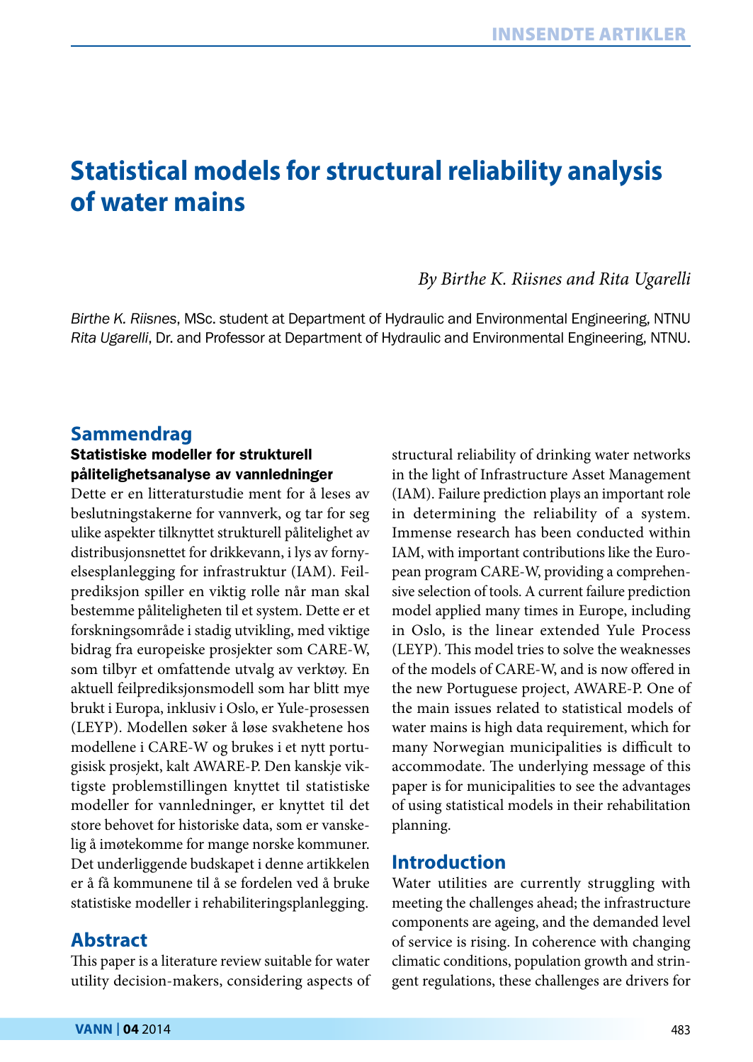# Statistical models for structural reliability analysis of water mains

*By Birthe K. Riisnes and Rita Ugarelli*

*Birthe K. Riisnes*, MSc. student at Department of Hydraulic and Environmental Engineering, NTNU
*Rita Ugarelli*, Dr. and Professor at Department of Hydraulic and Environmental Engineering, NTNU.

## Sammendrag

**Statistiske modeller for strukturell pålitelighetsanalyse av vannledninger**

Dette er en litteraturstudie ment for å leses av beslutningstakerne for vannverk, og tar for seg ulike aspekter tilknyttet strukturell pålitelighet av distribusjonsnettet for drikkevann, i lys av fornyelsesplanlegging for infrastruktur (IAM). Feilprediksjon spiller en viktig rolle når man skal bestemme påliteligheten til et system. Dette er et forskningsområde i stadig utvikling, med viktige bidrag fra europeiske prosjekter som CARE-W, som tilbyr et omfattende utvalg av verktøy. En aktuell feilprediksjonsmodell som har blitt mye brukt i Europa, inklusiv i Oslo, er Yule-prosessen (LEYP). Modellen søker å løse svakhetene hos modellene i CARE-W og brukes i et nytt portugisisk prosjekt, kalt AWARE-P. Den kanskje viktigste problemstillingen knyttet til statistiske modeller for vannledninger, er knyttet til det store behovet for historiske data, som er vanskelig å imøtekomme for mange norske kommuner. Det underliggende budskapet i denne artikkelen er å få kommunene til å se fordelen ved å bruke statistiske modeller i rehabiliteringsplanlegging.

## Abstract

This paper is a literature review suitable for water utility decision-makers, considering aspects of structural reliability of drinking water networks in the light of Infrastructure Asset Management (IAM). Failure prediction plays an important role in determining the reliability of a system. Immense research has been conducted within IAM, with important contributions like the European program CARE-W, providing a comprehensive selection of tools. A current failure prediction model applied many times in Europe, including in Oslo, is the linear extended Yule Process (LEYP). This model tries to solve the weaknesses of the models of CARE-W, and is now offered in the new Portuguese project, AWARE-P. One of the main issues related to statistical models of water mains is high data requirement, which for many Norwegian municipalities is difficult to accommodate. The underlying message of this paper is for municipalities to see the advantages of using statistical models in their rehabilitation planning.

## Introduction

Water utilities are currently struggling with meeting the challenges ahead; the infrastructure components are ageing, and the demanded level of service is rising. In coherence with changing climatic conditions, population growth and stringent regulations, these challenges are drivers for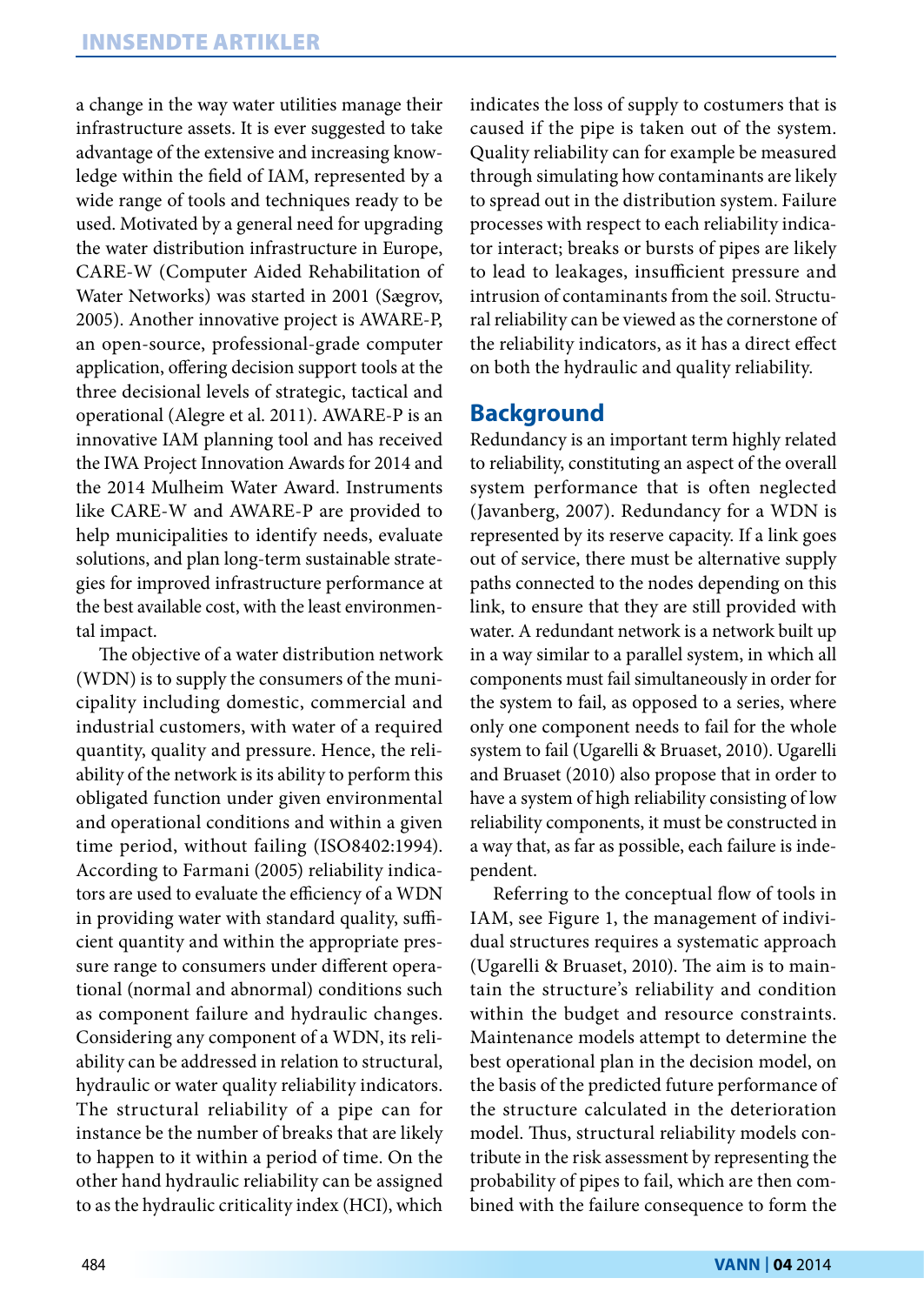a change in the way water utilities manage their infrastructure assets. It is ever suggested to take advantage of the extensive and increasing knowledge within the field of IAM, represented by a wide range of tools and techniques ready to be used. Motivated by a general need for upgrading the water distribution infrastructure in Europe, CARE-W (Computer Aided Rehabilitation of Water Networks) was started in 2001 (Sægrov, 2005). Another innovative project is AWARE-P, an open-source, professional-grade computer application, offering decision support tools at the three decisional levels of strategic, tactical and operational (Alegre et al. 2011). AWARE-P is an innovative IAM planning tool and has received the IWA Project Innovation Awards for 2014 and the 2014 Mulheim Water Award. Instruments like CARE-W and AWARE-P are provided to help municipalities to identify needs, evaluate solutions, and plan long-term sustainable strategies for improved infrastructure performance at the best available cost, with the least environmental impact.

The objective of a water distribution network (WDN) is to supply the consumers of the municipality including domestic, commercial and industrial customers, with water of a required quantity, quality and pressure. Hence, the reliability of the network is its ability to perform this obligated function under given environmental and operational conditions and within a given time period, without failing (ISO8402:1994). According to Farmani (2005) reliability indicators are used to evaluate the efficiency of a WDN in providing water with standard quality, sufficient quantity and within the appropriate pressure range to consumers under different operational (normal and abnormal) conditions such as component failure and hydraulic changes. Considering any component of a WDN, its reliability can be addressed in relation to structural, hydraulic or water quality reliability indicators. The structural reliability of a pipe can for instance be the number of breaks that are likely to happen to it within a period of time. On the other hand hydraulic reliability can be assigned to as the hydraulic criticality index (HCI), which indicates the loss of supply to costumers that is caused if the pipe is taken out of the system. Quality reliability can for example be measured through simulating how contaminants are likely to spread out in the distribution system. Failure processes with respect to each reliability indicator interact; breaks or bursts of pipes are likely to lead to leakages, insufficient pressure and intrusion of contaminants from the soil. Structural reliability can be viewed as the cornerstone of the reliability indicators, as it has a direct effect on both the hydraulic and quality reliability.

## Background

Redundancy is an important term highly related to reliability, constituting an aspect of the overall system performance that is often neglected (Javanberg, 2007). Redundancy for a WDN is represented by its reserve capacity. If a link goes out of service, there must be alternative supply paths connected to the nodes depending on this link, to ensure that they are still provided with water. A redundant network is a network built up in a way similar to a parallel system, in which all components must fail simultaneously in order for the system to fail, as opposed to a series, where only one component needs to fail for the whole system to fail (Ugarelli & Bruaset, 2010). Ugarelli and Bruaset (2010) also propose that in order to have a system of high reliability consisting of low reliability components, it must be constructed in a way that, as far as possible, each failure is independent.

Referring to the conceptual flow of tools in IAM, see Figure 1, the management of individual structures requires a systematic approach (Ugarelli & Bruaset, 2010). The aim is to maintain the structure's reliability and condition within the budget and resource constraints. Maintenance models attempt to determine the best operational plan in the decision model, on the basis of the predicted future performance of the structure calculated in the deterioration model. Thus, structural reliability models contribute in the risk assessment by representing the probability of pipes to fail, which are then combined with the failure consequence to form the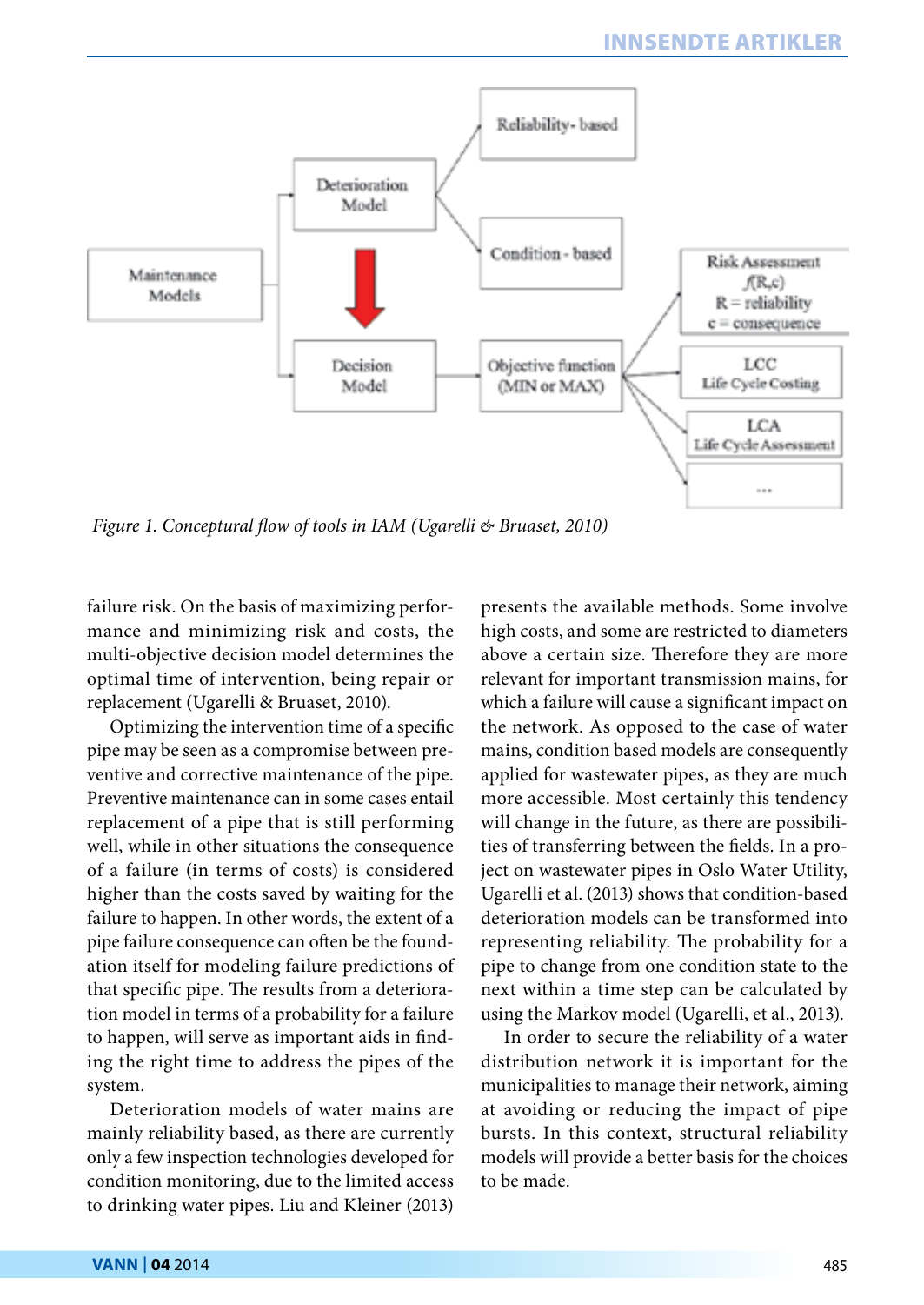*Figure 1. Conceptual flow of tools in IAM (Ugarelli & Bruaset, 2010)*

failure risk. On the basis of maximizing performance and minimizing risk and costs, the multi-objective decision model determines the optimal time of intervention, being repair or replacement (Ugarelli & Bruaset, 2010).

Optimizing the intervention time of a specific pipe may be seen as a compromise between preventive and corrective maintenance of the pipe. Preventive maintenance can in some cases entail replacement of a pipe that is still performing well, while in other situations the consequence of a failure (in terms of costs) is considered higher than the costs saved by waiting for the failure to happen. In other words, the extent of a pipe failure consequence can often be the foundation itself for modeling failure predictions of that specific pipe. The results from a deterioration model in terms of a probability for a failure to happen, will serve as important aids in finding the right time to address the pipes of the system.

Deterioration models of water mains are mainly reliability based, as there are currently only a few inspection technologies developed for condition monitoring, due to the limited access to drinking water pipes. Liu and Kleiner (2013) presents the available methods. Some involve high costs, and some are restricted to diameters above a certain size. Therefore they are more relevant for important transmission mains, for which a failure will cause a significant impact on the network. As opposed to the case of water mains, condition based models are consequently applied for wastewater pipes, as they are much more accessible. Most certainly this tendency will change in the future, as there are possibilities of transferring between the fields. In a project on wastewater pipes in Oslo Water Utility, Ugarelli et al. (2013) shows that condition-based deterioration models can be transformed into representing reliability. The probability for a pipe to change from one condition state to the next within a time step can be calculated by using the Markov model (Ugarelli, et al., 2013).

In order to secure the reliability of a water distribution network it is important for the municipalities to manage their network, aiming at avoiding or reducing the impact of pipe bursts. In this context, structural reliability models will provide a better basis for the choices to be made.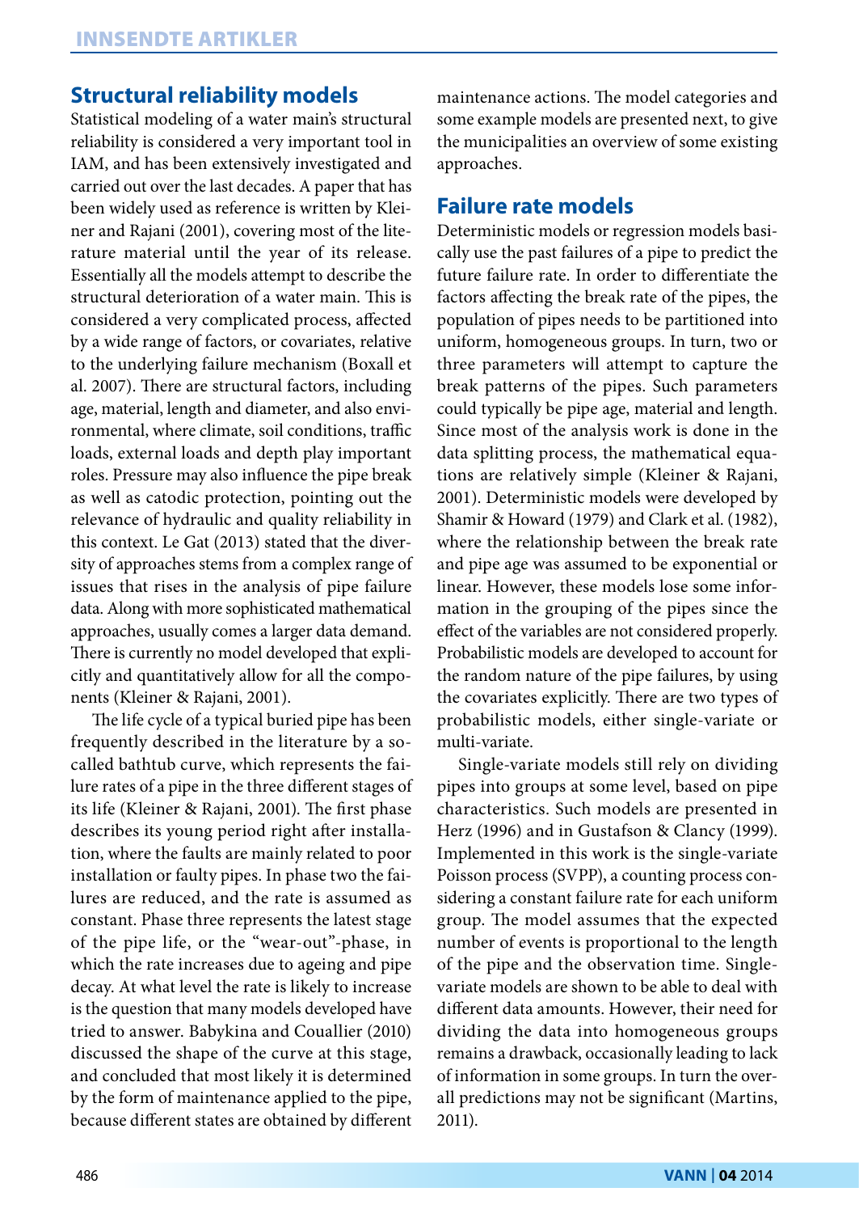## Structural reliability models

Statistical modeling of a water main's structural reliability is considered a very important tool in IAM, and has been extensively investigated and carried out over the last decades. A paper that has been widely used as reference is written by Kleiner and Rajani (2001), covering most of the literature material until the year of its release. Essentially all the models attempt to describe the structural deterioration of a water main. This is considered a very complicated process, affected by a wide range of factors, or covariates, relative to the underlying failure mechanism (Boxall et al. 2007). There are structural factors, including age, material, length and diameter, and also environmental, where climate, soil conditions, traffic loads, external loads and depth play important roles. Pressure may also influence the pipe break as well as catodic protection, pointing out the relevance of hydraulic and quality reliability in this context. Le Gat (2013) stated that the diversity of approaches stems from a complex range of issues that rises in the analysis of pipe failure data. Along with more sophisticated mathematical approaches, usually comes a larger data demand. There is currently no model developed that explicitly and quantitatively allow for all the components (Kleiner & Rajani, 2001).

The life cycle of a typical buried pipe has been frequently described in the literature by a so-called bathtub curve, which represents the failure rates of a pipe in the three different stages of its life (Kleiner & Rajani, 2001). The first phase describes its young period right after installation, where the faults are mainly related to poor installation or faulty pipes. In phase two the failures are reduced, and the rate is assumed as constant. Phase three represents the latest stage of the pipe life, or the "wear-out"-phase, in which the rate increases due to ageing and pipe decay. At what level the rate is likely to increase is the question that many models developed have tried to answer. Babykina and Couallier (2010) discussed the shape of the curve at this stage, and concluded that most likely it is determined by the form of maintenance applied to the pipe, because different states are obtained by different maintenance actions. The model categories and some example models are presented next, to give the municipalities an overview of some existing approaches.

## Failure rate models

Deterministic models or regression models basically use the past failures of a pipe to predict the future failure rate. In order to differentiate the factors affecting the break rate of the pipes, the population of pipes needs to be partitioned into uniform, homogeneous groups. In turn, two or three parameters will attempt to capture the break patterns of the pipes. Such parameters could typically be pipe age, material and length. Since most of the analysis work is done in the data splitting process, the mathematical equations are relatively simple (Kleiner & Rajani, 2001). Deterministic models were developed by Shamir & Howard (1979) and Clark et al. (1982), where the relationship between the break rate and pipe age was assumed to be exponential or linear. However, these models lose some information in the grouping of the pipes since the effect of the variables are not considered properly. Probabilistic models are developed to account for the random nature of the pipe failures, by using the covariates explicitly. There are two types of probabilistic models, either single-variate or multi-variate.

Single-variate models still rely on dividing pipes into groups at some level, based on pipe characteristics. Such models are presented in Herz (1996) and in Gustafson & Clancy (1999). Implemented in this work is the single-variate Poisson process (SVPP), a counting process considering a constant failure rate for each uniform group. The model assumes that the expected number of events is proportional to the length of the pipe and the observation time. Single-variate models are shown to be able to deal with different data amounts. However, their need for dividing the data into homogeneous groups remains a drawback, occasionally leading to lack of information in some groups. In turn the overall predictions may not be significant (Martins, 2011).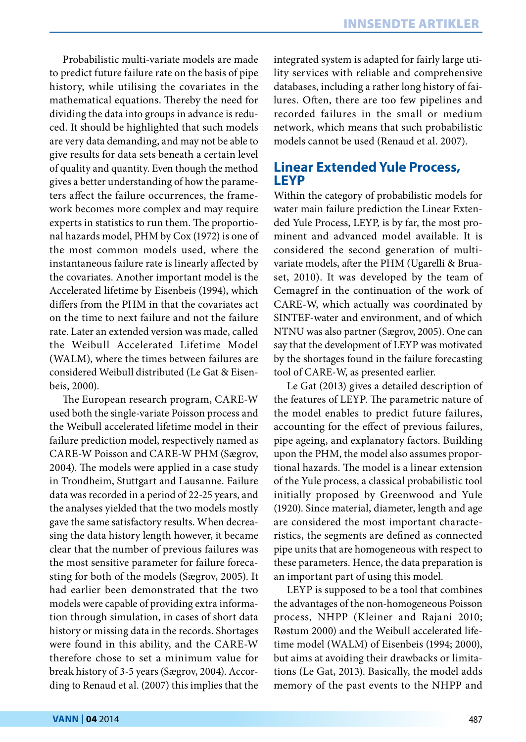Probabilistic multi-variate models are made to predict future failure rate on the basis of pipe history, while utilising the covariates in the mathematical equations. Thereby the need for dividing the data into groups in advance is reduced. It should be highlighted that such models are very data demanding, and may not be able to give results for data sets beneath a certain level of quality and quantity. Even though the method gives a better understanding of how the parameters affect the failure occurrences, the framework becomes more complex and may require experts in statistics to run them. The proportional hazards model, PHM by Cox (1972) is one of the most common models used, where the instantaneous failure rate is linearly affected by the covariates. Another important model is the Accelerated lifetime by Eisenbeis (1994), which differs from the PHM in that the covariates act on the time to next failure and not the failure rate. Later an extended version was made, called the Weibull Accelerated Lifetime Model (WALM), where the times between failures are considered Weibull distributed (Le Gat & Eisenbeis, 2000).

The European research program, CARE-W used both the single-variate Poisson process and the Weibull accelerated lifetime model in their failure prediction model, respectively named as CARE-W Poisson and CARE-W PHM (Sægrov, 2004). The models were applied in a case study in Trondheim, Stuttgart and Lausanne. Failure data was recorded in a period of 22-25 years, and the analyses yielded that the two models mostly gave the same satisfactory results. When decreasing the data history length however, it became clear that the number of previous failures was the most sensitive parameter for failure forecasting for both of the models (Sægrov, 2005). It had earlier been demonstrated that the two models were capable of providing extra information through simulation, in cases of short data history or missing data in the records. Shortages were found in this ability, and the CARE-W therefore chose to set a minimum value for break history of 3-5 years (Sægrov, 2004). According to Renaud et al. (2007) this implies that the integrated system is adapted for fairly large utility services with reliable and comprehensive databases, including a rather long history of failures. Often, there are too few pipelines and recorded failures in the small or medium network, which means that such probabilistic models cannot be used (Renaud et al. 2007).

## Linear Extended Yule Process, LEYP

Within the category of probabilistic models for water main failure prediction the Linear Extended Yule Process, LEYP, is by far, the most prominent and advanced model available. It is considered the second generation of multivariate models, after the PHM (Ugarelli & Bruaset, 2010). It was developed by the team of Cemagref in the continuation of the work of CARE-W, which actually was coordinated by SINTEF-water and environment, and of which NTNU was also partner (Sægrov, 2005). One can say that the development of LEYP was motivated by the shortages found in the failure forecasting tool of CARE-W, as presented earlier.

Le Gat (2013) gives a detailed description of the features of LEYP. The parametric nature of the model enables to predict future failures, accounting for the effect of previous failures, pipe ageing, and explanatory factors. Building upon the PHM, the model also assumes proportional hazards. The model is a linear extension of the Yule process, a classical probabilistic tool initially proposed by Greenwood and Yule (1920). Since material, diameter, length and age are considered the most important characteristics, the segments are defined as connected pipe units that are homogeneous with respect to these parameters. Hence, the data preparation is an important part of using this model.

LEYP is supposed to be a tool that combines the advantages of the non-homogeneous Poisson process, NHPP (Kleiner and Rajani 2010; Røstum 2000) and the Weibull accelerated lifetime model (WALM) of Eisenbeis (1994; 2000), but aims at avoiding their drawbacks or limitations (Le Gat, 2013). Basically, the model adds memory of the past events to the NHPP and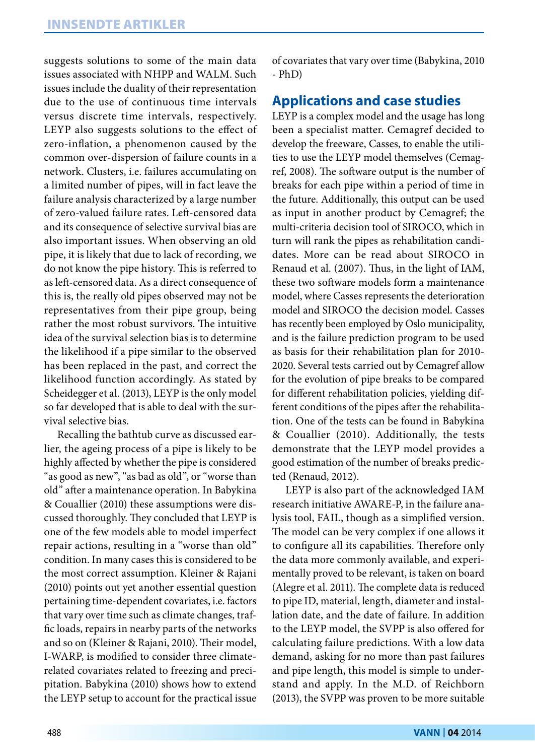suggests solutions to some of the main data issues associated with NHPP and WALM. Such issues include the duality of their representation due to the use of continuous time intervals versus discrete time intervals, respectively. LEYP also suggests solutions to the effect of zero-inflation, a phenomenon caused by the common over-dispersion of failure counts in a network. Clusters, i.e. failures accumulating on a limited number of pipes, will in fact leave the failure analysis characterized by a large number of zero-valued failure rates. Left-censored data and its consequence of selective survival bias are also important issues. When observing an old pipe, it is likely that due to lack of recording, we do not know the pipe history. This is referred to as left-censored data. As a direct consequence of this is, the really old pipes observed may not be representatives from their pipe group, being rather the most robust survivors. The intuitive idea of the survival selection bias is to determine the likelihood if a pipe similar to the observed has been replaced in the past, and correct the likelihood function accordingly. As stated by Scheidegger et al. (2013), LEYP is the only model so far developed that is able to deal with the survival selective bias.

Recalling the bathtub curve as discussed earlier, the ageing process of a pipe is likely to be highly affected by whether the pipe is considered "as good as new", "as bad as old", or "worse than old" after a maintenance operation. In Babykina & Couallier (2010) these assumptions were discussed thoroughly. They concluded that LEYP is one of the few models able to model imperfect repair actions, resulting in a "worse than old" condition. In many cases this is considered to be the most correct assumption. Kleiner & Rajani (2010) points out yet another essential question pertaining time-dependent covariates, i.e. factors that vary over time such as climate changes, traffic loads, repairs in nearby parts of the networks and so on (Kleiner & Rajani, 2010). Their model, I-WARP, is modified to consider three climate-related covariates related to freezing and precipitation. Babykina (2010) shows how to extend the LEYP setup to account for the practical issue of covariates that vary over time (Babykina, 2010 - PhD)

## Applications and case studies

LEYP is a complex model and the usage has long been a specialist matter. Cemagref decided to develop the freeware, Casses, to enable the utilities to use the LEYP model themselves (Cemagref, 2008). The software output is the number of breaks for each pipe within a period of time in the future. Additionally, this output can be used as input in another product by Cemagref; the multi-criteria decision tool of SIROCO, which in turn will rank the pipes as rehabilitation candidates. More can be read about SIROCO in Renaud et al. (2007). Thus, in the light of IAM, these two software models form a maintenance model, where Casses represents the deterioration model and SIROCO the decision model. Casses has recently been employed by Oslo municipality, and is the failure prediction program to be used as basis for their rehabilitation plan for 2010-2020. Several tests carried out by Cemagref allow for the evolution of pipe breaks to be compared for different rehabilitation policies, yielding different conditions of the pipes after the rehabilitation. One of the tests can be found in Babykina & Couallier (2010). Additionally, the tests demonstrate that the LEYP model provides a good estimation of the number of breaks predicted (Renaud, 2012).

LEYP is also part of the acknowledged IAM research initiative AWARE-P, in the failure analysis tool, FAIL, though as a simplified version. The model can be very complex if one allows it to configure all its capabilities. Therefore only the data more commonly available, and experimentally proved to be relevant, is taken on board (Alegre et al. 2011). The complete data is reduced to pipe ID, material, length, diameter and installation date, and the date of failure. In addition to the LEYP model, the SVPP is also offered for calculating failure predictions. With a low data demand, asking for no more than past failures and pipe length, this model is simple to understand and apply. In the M.D. of Reichborn (2013), the SVPP was proven to be more suitable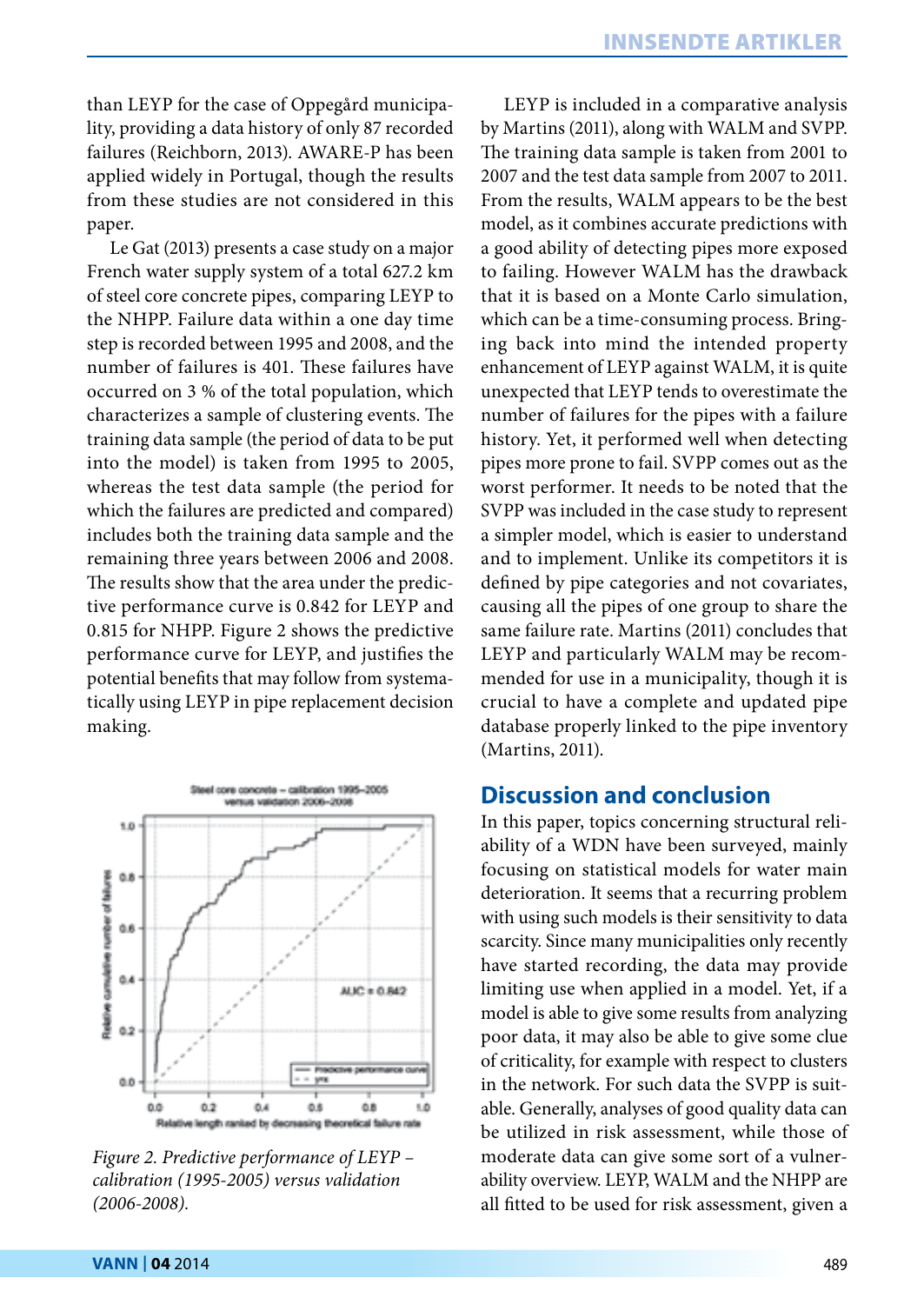than LEYP for the case of Oppegård municipality, providing a data history of only 87 recorded failures (Reichborn, 2013). AWARE-P has been applied widely in Portugal, though the results from these studies are not considered in this paper.

Le Gat (2013) presents a case study on a major French water supply system of a total 627.2 km of steel core concrete pipes, comparing LEYP to the NHPP. Failure data within a one day time step is recorded between 1995 and 2008, and the number of failures is 401. These failures have occurred on 3 % of the total population, which characterizes a sample of clustering events. The training data sample (the period of data to be put into the model) is taken from 1995 to 2005, whereas the test data sample (the period for which the failures are predicted and compared) includes both the training data sample and the remaining three years between 2006 and 2008. The results show that the area under the predictive performance curve is 0.842 for LEYP and 0.815 for NHPP. Figure 2 shows the predictive performance curve for LEYP, and justifies the potential benefits that may follow from systematically using LEYP in pipe replacement decision making.

*Figure 2. Predictive performance of LEYP – calibration (1995-2005) versus validation (2006-2008).*

LEYP is included in a comparative analysis by Martins (2011), along with WALM and SVPP. The training data sample is taken from 2001 to 2007 and the test data sample from 2007 to 2011. From the results, WALM appears to be the best model, as it combines accurate predictions with a good ability of detecting pipes more exposed to failing. However WALM has the drawback that it is based on a Monte Carlo simulation, which can be a time-consuming process. Bringing back into mind the intended property enhancement of LEYP against WALM, it is quite unexpected that LEYP tends to overestimate the number of failures for the pipes with a failure history. Yet, it performed well when detecting pipes more prone to fail. SVPP comes out as the worst performer. It needs to be noted that the SVPP was included in the case study to represent a simpler model, which is easier to understand and to implement. Unlike its competitors it is defined by pipe categories and not covariates, causing all the pipes of one group to share the same failure rate. Martins (2011) concludes that LEYP and particularly WALM may be recommended for use in a municipality, though it is crucial to have a complete and updated pipe database properly linked to the pipe inventory (Martins, 2011).

## Discussion and conclusion

In this paper, topics concerning structural reliability of a WDN have been surveyed, mainly focusing on statistical models for water main deterioration. It seems that a recurring problem with using such models is their sensitivity to data scarcity. Since many municipalities only recently have started recording, the data may provide limiting use when applied in a model. Yet, if a model is able to give some results from analyzing poor data, it may also be able to give some clue of criticality, for example with respect to clusters in the network. For such data the SVPP is suitable. Generally, analyses of good quality data can be utilized in risk assessment, while those of moderate data can give some sort of a vulnerability overview. LEYP, WALM and the NHPP are all fitted to be used for risk assessment, given a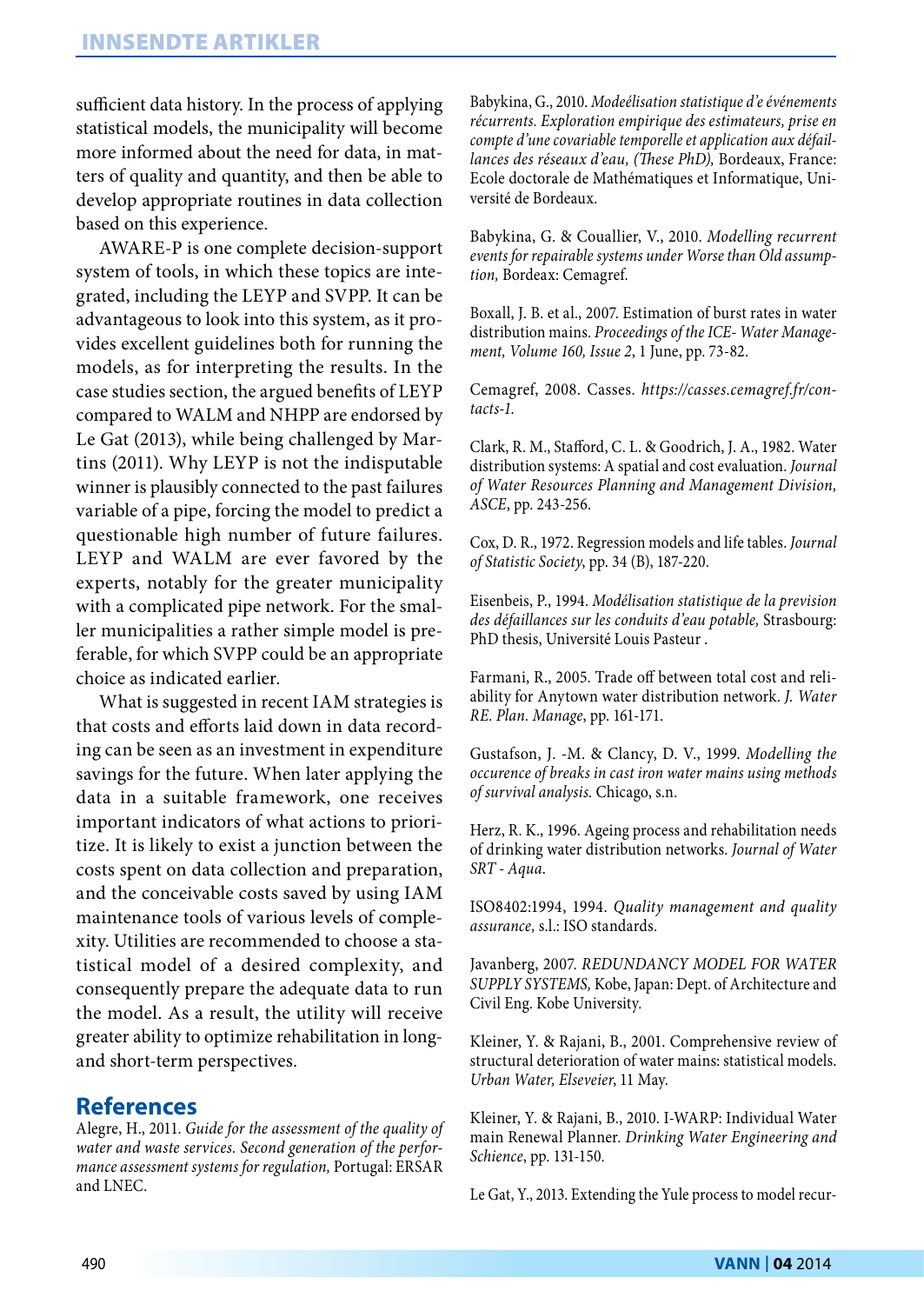sufficient data history. In the process of applying statistical models, the municipality will become more informed about the need for data, in matters of quality and quantity, and then be able to develop appropriate routines in data collection based on this experience.

AWARE-P is one complete decision-support system of tools, in which these topics are integrated, including the LEYP and SVPP. It can be advantageous to look into this system, as it provides excellent guidelines both for running the models, as for interpreting the results. In the case studies section, the argued benefits of LEYP compared to WALM and NHPP are endorsed by Le Gat (2013), while being challenged by Martins (2011). Why LEYP is not the indisputable winner is plausibly connected to the past failures variable of a pipe, forcing the model to predict a questionable high number of future failures. LEYP and WALM are ever favored by the experts, notably for the greater municipality with a complicated pipe network. For the smaller municipalities a rather simple model is preferable, for which SVPP could be an appropriate choice as indicated earlier.

What is suggested in recent IAM strategies is that costs and efforts laid down in data recording can be seen as an investment in expenditure savings for the future. When later applying the data in a suitable framework, one receives important indicators of what actions to prioritize. It is likely to exist a junction between the costs spent on data collection and preparation, and the conceivable costs saved by using IAM maintenance tools of various levels of complexity. Utilities are recommended to choose a statistical model of a desired complexity, and consequently prepare the adequate data to run the model. As a result, the utility will receive greater ability to optimize rehabilitation in long- and short-term perspectives.

## References

Alegre, H., 2011. *Guide for the assessment of the quality of water and waste services. Second generation of the performance assessment systems for regulation,* Portugal: ERSAR and LNEC.

Babykina, G., 2010. *Modeélisation statistique d'e événements récurrents. Exploration empirique des estimateurs, prise en compte d'une covariable temporelle et application aux défaillances des réseaux d'eau, (These PhD),* Bordeaux, France: Ecole doctorale de Mathématiques et Informatique, Université de Bordeaux.

Babykina, G. & Couallier, V., 2010. *Modelling recurrent events for repairable systems under Worse than Old assumption,* Bordeax: Cemagref.

Boxall, J. B. et al., 2007. Estimation of burst rates in water distribution mains. *Proceedings of the ICE- Water Management, Volume 160, Issue 2*, 1 June, pp. 73-82.

Cemagref, 2008. Casses. *https://casses.cemagref.fr/contacts-1.*

Clark, R. M., Stafford, C. L. & Goodrich, J. A., 1982. Water distribution systems: A spatial and cost evaluation. *Journal of Water Resources Planning and Management Division, ASCE*, pp. 243-256.

Cox, D. R., 1972. Regression models and life tables. *Journal of Statistic Society*, pp. 34 (B), 187-220.

Eisenbeis, P., 1994. *Modélisation statistique de la prevision des défaillances sur les conduits d'eau potable,* Strasbourg: PhD thesis, Université Louis Pasteur .

Farmani, R., 2005. Trade off between total cost and reliability for Anytown water distribution network. *J. Water RE. Plan. Manage*, pp. 161-171.

Gustafson, J. -M. & Clancy, D. V., 1999. *Modelling the occurence of breaks in cast iron water mains using methods of survival analysis.* Chicago, s.n.

Herz, R. K., 1996. Ageing process and rehabilitation needs of drinking water distribution networks. *Journal of Water SRT - Aqua.*

ISO8402:1994, 1994. *Quality management and quality assurance,* s.l.: ISO standards.

Javanberg, 2007. *REDUNDANCY MODEL FOR WATER SUPPLY SYSTEMS,* Kobe, Japan: Dept. of Architecture and Civil Eng. Kobe University.

Kleiner, Y. & Rajani, B., 2001. Comprehensive review of structural deterioration of water mains: statistical models. *Urban Water, Elseveier*, 11 May.

Kleiner, Y. & Rajani, B., 2010. I-WARP: Individual Water main Renewal Planner. *Drinking Water Engineering and Schience*, pp. 131-150.

Le Gat, Y., 2013. Extending the Yule process to model recur-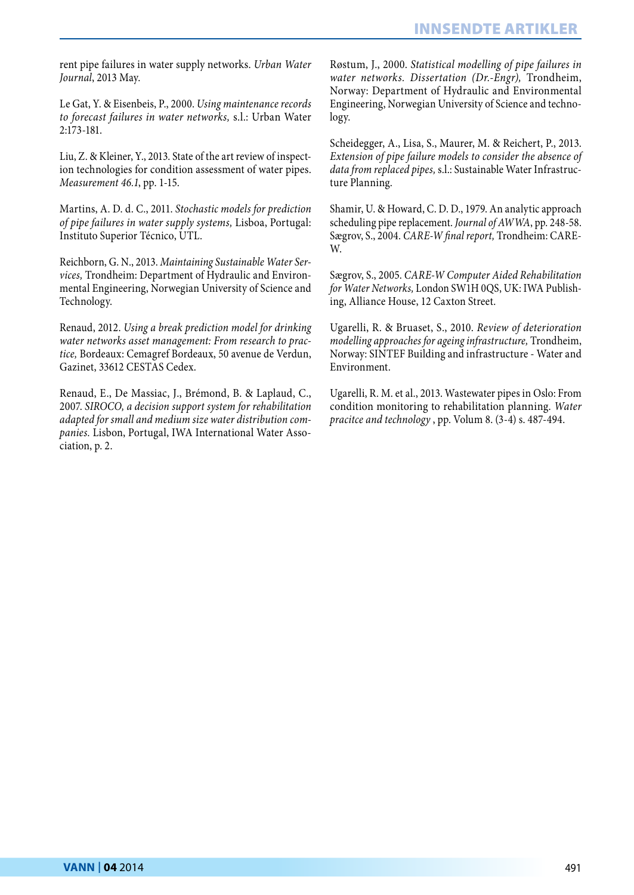rent pipe failures in water supply networks. *Urban Water Journal*, 2013 May.

Le Gat, Y. & Eisenbeis, P., 2000. *Using maintenance records to forecast failures in water networks,* s.l.: Urban Water 2:173-181.

Liu, Z. & Kleiner, Y., 2013. State of the art review of inspection technologies for condition assessment of water pipes. *Measurement 46.1*, pp. 1-15.

Martins, A. D. d. C., 2011. *Stochastic models for prediction of pipe failures in water supply systems,* Lisboa, Portugal: Instituto Superior Técnico, UTL.

Reichborn, G. N., 2013. *Maintaining Sustainable Water Services,* Trondheim: Department of Hydraulic and Environmental Engineering, Norwegian University of Science and Technology.

Renaud, 2012. *Using a break prediction model for drinking water networks asset management: From research to practice,* Bordeaux: Cemagref Bordeaux, 50 avenue de Verdun, Gazinet, 33612 CESTAS Cedex.

Renaud, E., De Massiac, J., Brémond, B. & Laplaud, C., 2007. *SIROCO, a decision support system for rehabilitation adapted for small and medium size water distribution companies.* Lisbon, Portugal, IWA International Water Association, p. 2.

Røstum, J., 2000. *Statistical modelling of pipe failures in water networks. Dissertation (Dr.-Engr),* Trondheim, Norway: Department of Hydraulic and Environmental Engineering, Norwegian University of Science and technology.

Scheidegger, A., Lisa, S., Maurer, M. & Reichert, P., 2013. *Extension of pipe failure models to consider the absence of data from replaced pipes,* s.l.: Sustainable Water Infrastructure Planning.

Shamir, U. & Howard, C. D. D., 1979. An analytic approach scheduling pipe replacement. *Journal of AWWA*, pp. 248-58.
Sægrov, S., 2004. *CARE-W final report,* Trondheim: CARE-W.

Sægrov, S., 2005. *CARE-W Computer Aided Rehabilitation for Water Networks,* London SW1H 0QS, UK: IWA Publishing, Alliance House, 12 Caxton Street.

Ugarelli, R. & Bruaset, S., 2010. *Review of deterioration modelling approaches for ageing infrastructure,* Trondheim, Norway: SINTEF Building and infrastructure - Water and Environment.

Ugarelli, R. M. et al., 2013. Wastewater pipes in Oslo: From condition monitoring to rehabilitation planning. *Water pracitce and technology* , pp. Volum 8. (3-4) s. 487-494.